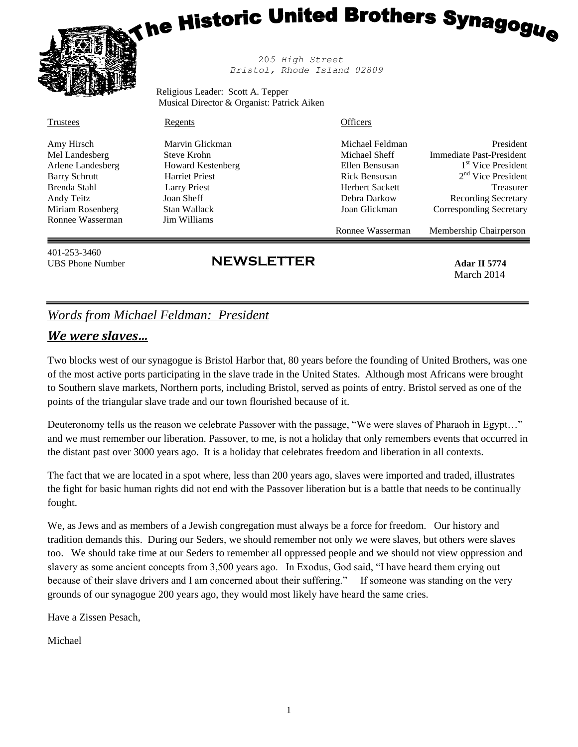# The Historic United Brothers Synagogue

205 High Street
Bristol, Rhode Island 02809

Religious Leader: Scott A. Tepper
Musical Director & Organist: Patrick Aiken

| Trustees | Regents | Officers | |
|---|---|---|---|
| Amy Hirsch | Marvin Glickman | Michael Feldman | President |
| Mel Landesberg | Steve Krohn | Michael Sheff | Immediate Past-President |
| Arlene Landesberg | Howard Kestenberg | Ellen Bensusan | 1st Vice President |
| Barry Schrutt | Harriet Priest | Rick Bensusan | 2nd Vice President |
| Brenda Stahl | Larry Priest | Herbert Sackett | Treasurer |
| Andy Teitz | Joan Sheff | Debra Darkow | Recording Secretary |
| Miriam Rosenberg | Stan Wallack | Joan Glickman | Corresponding Secretary |
| Ronnee Wasserman | Jim Williams | | |
| | | Ronnee Wasserman | Membership Chairperson |

401-253-3460
UBS Phone Number

## NEWSLETTER

**Adar II 5774**
March 2014

---

## *Words from Michael Feldman: President*

### ***We were slaves…***

Two blocks west of our synagogue is Bristol Harbor that, 80 years before the founding of United Brothers, was one of the most active ports participating in the slave trade in the United States. Although most Africans were brought to Southern slave markets, Northern ports, including Bristol, served as points of entry. Bristol served as one of the points of the triangular slave trade and our town flourished because of it.

Deuteronomy tells us the reason we celebrate Passover with the passage, "We were slaves of Pharaoh in Egypt…" and we must remember our liberation. Passover, to me, is not a holiday that only remembers events that occurred in the distant past over 3000 years ago. It is a holiday that celebrates freedom and liberation in all contexts.

The fact that we are located in a spot where, less than 200 years ago, slaves were imported and traded, illustrates the fight for basic human rights did not end with the Passover liberation but is a battle that needs to be continually fought.

We, as Jews and as members of a Jewish congregation must always be a force for freedom. Our history and tradition demands this. During our Seders, we should remember not only we were slaves, but others were slaves too. We should take time at our Seders to remember all oppressed people and we should not view oppression and slavery as some ancient concepts from 3,500 years ago. In Exodus, God said, "I have heard them crying out because of their slave drivers and I am concerned about their suffering." If someone was standing on the very grounds of our synagogue 200 years ago, they would most likely have heard the same cries.

Have a Zissen Pesach,

Michael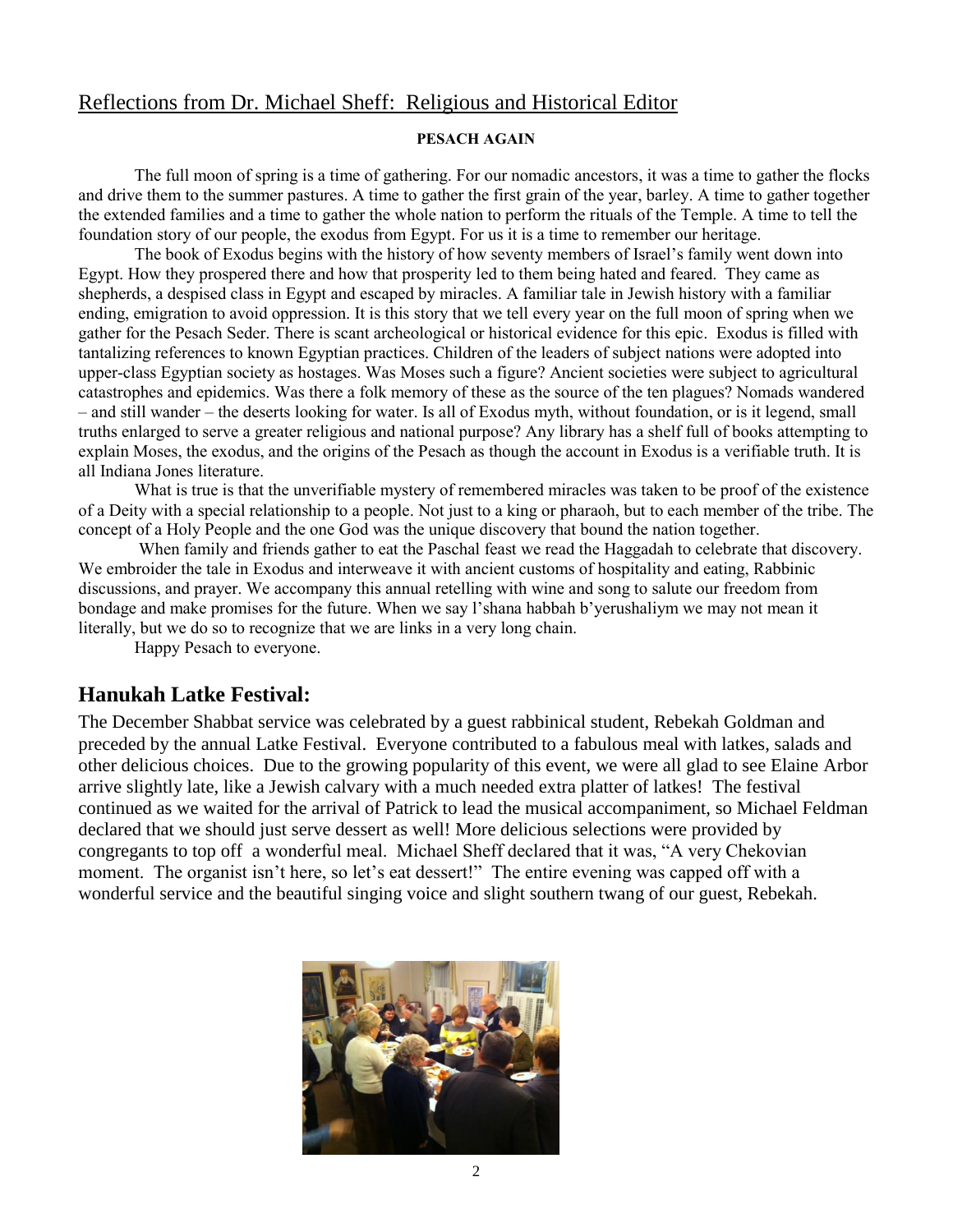## Reflections from Dr. Michael Sheff: Religious and Historical Editor

**PESACH AGAIN**

The full moon of spring is a time of gathering. For our nomadic ancestors, it was a time to gather the flocks and drive them to the summer pastures. A time to gather the first grain of the year, barley. A time to gather together the extended families and a time to gather the whole nation to perform the rituals of the Temple. A time to tell the foundation story of our people, the exodus from Egypt. For us it is a time to remember our heritage.

The book of Exodus begins with the history of how seventy members of Israel's family went down into Egypt. How they prospered there and how that prosperity led to them being hated and feared. They came as shepherds, a despised class in Egypt and escaped by miracles. A familiar tale in Jewish history with a familiar ending, emigration to avoid oppression. It is this story that we tell every year on the full moon of spring when we gather for the Pesach Seder. There is scant archeological or historical evidence for this epic. Exodus is filled with tantalizing references to known Egyptian practices. Children of the leaders of subject nations were adopted into upper-class Egyptian society as hostages. Was Moses such a figure? Ancient societies were subject to agricultural catastrophes and epidemics. Was there a folk memory of these as the source of the ten plagues? Nomads wandered – and still wander – the deserts looking for water. Is all of Exodus myth, without foundation, or is it legend, small truths enlarged to serve a greater religious and national purpose? Any library has a shelf full of books attempting to explain Moses, the exodus, and the origins of the Pesach as though the account in Exodus is a verifiable truth. It is all Indiana Jones literature.

What is true is that the unverifiable mystery of remembered miracles was taken to be proof of the existence of a Deity with a special relationship to a people. Not just to a king or pharaoh, but to each member of the tribe. The concept of a Holy People and the one God was the unique discovery that bound the nation together.

When family and friends gather to eat the Paschal feast we read the Haggadah to celebrate that discovery. We embroider the tale in Exodus and interweave it with ancient customs of hospitality and eating, Rabbinic discussions, and prayer. We accompany this annual retelling with wine and song to salute our freedom from bondage and make promises for the future. When we say l'shana habbah b'yerushaliym we may not mean it literally, but we do so to recognize that we are links in a very long chain.

Happy Pesach to everyone.

## Hanukah Latke Festival:

The December Shabbat service was celebrated by a guest rabbinical student, Rebekah Goldman and preceded by the annual Latke Festival. Everyone contributed to a fabulous meal with latkes, salads and other delicious choices. Due to the growing popularity of this event, we were all glad to see Elaine Arbor arrive slightly late, like a Jewish calvary with a much needed extra platter of latkes! The festival continued as we waited for the arrival of Patrick to lead the musical accompaniment, so Michael Feldman declared that we should just serve dessert as well! More delicious selections were provided by congregants to top off a wonderful meal. Michael Sheff declared that it was, "A very Chekovian moment. The organist isn't here, so let's eat dessert!" The entire evening was capped off with a wonderful service and the beautiful singing voice and slight southern twang of our guest, Rebekah.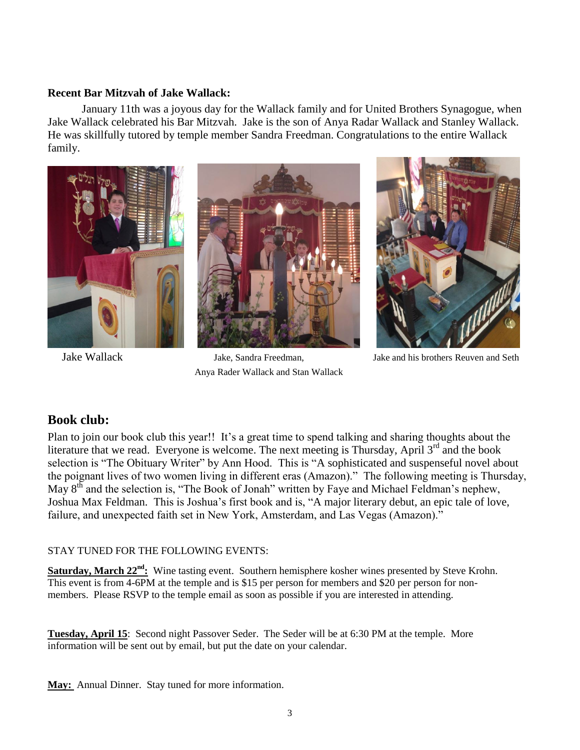**Recent Bar Mitzvah of Jake Wallack:**

January 11th was a joyous day for the Wallack family and for United Brothers Synagogue, when Jake Wallack celebrated his Bar Mitzvah. Jake is the son of Anya Radar Wallack and Stanley Wallack. He was skillfully tutored by temple member Sandra Freedman. Congratulations to the entire Wallack family.

Jake Wallack

Jake, Sandra Freedman, Anya Rader Wallack and Stan Wallack

Jake and his brothers Reuven and Seth

## Book club:

Plan to join our book club this year!! It's a great time to spend talking and sharing thoughts about the literature that we read. Everyone is welcome. The next meeting is Thursday, April 3rd and the book selection is "The Obituary Writer" by Ann Hood. This is "A sophisticated and suspenseful novel about the poignant lives of two women living in different eras (Amazon)." The following meeting is Thursday, May 8th and the selection is, "The Book of Jonah" written by Faye and Michael Feldman's nephew, Joshua Max Feldman. This is Joshua's first book and is, "A major literary debut, an epic tale of love, failure, and unexpected faith set in New York, Amsterdam, and Las Vegas (Amazon)."

STAY TUNED FOR THE FOLLOWING EVENTS:

**Saturday, March 22nd:** Wine tasting event. Southern hemisphere kosher wines presented by Steve Krohn. This event is from 4-6PM at the temple and is $15 per person for members and $20 per person for non-members. Please RSVP to the temple email as soon as possible if you are interested in attending.

**Tuesday, April 15**: Second night Passover Seder. The Seder will be at 6:30 PM at the temple. More information will be sent out by email, but put the date on your calendar.

**May:** Annual Dinner. Stay tuned for more information.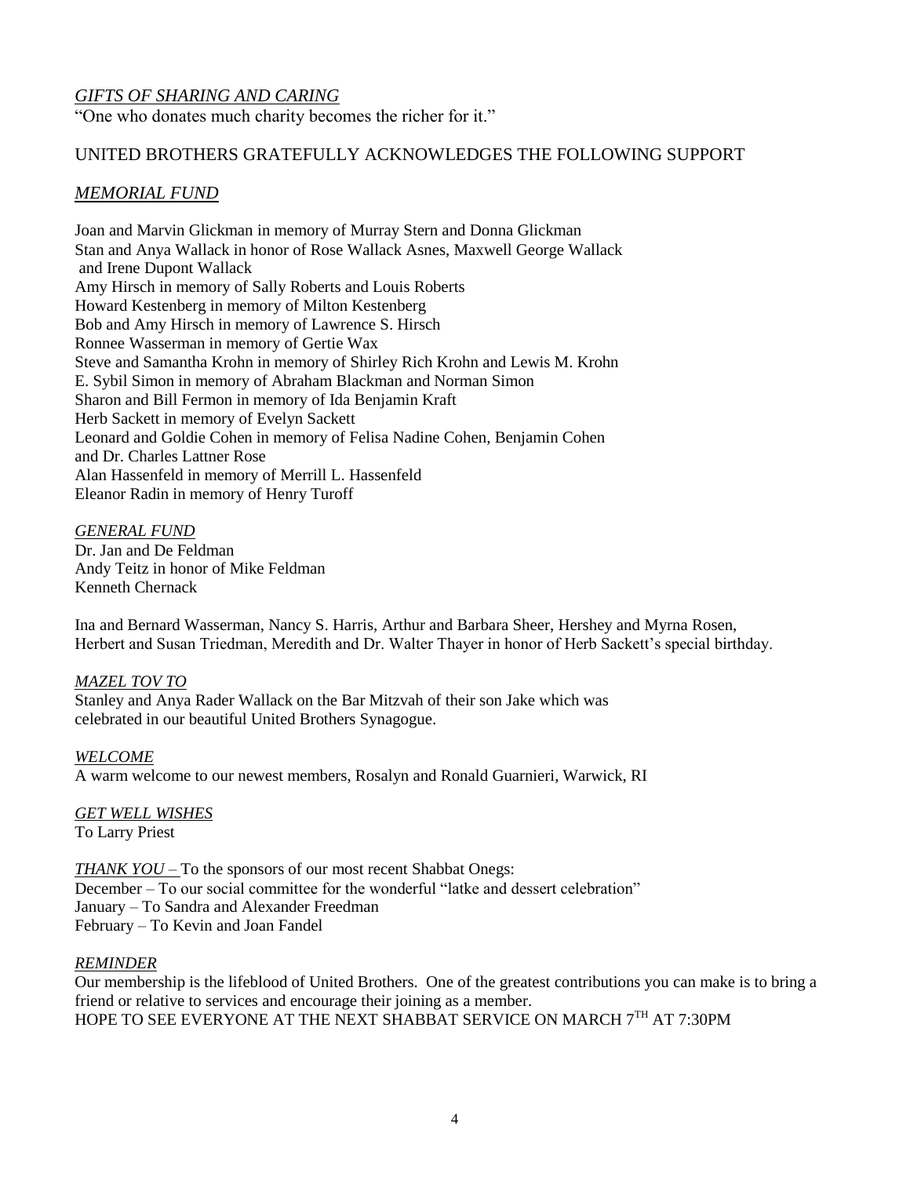*GIFTS OF SHARING AND CARING*

"One who donates much charity becomes the richer for it."

UNITED BROTHERS GRATEFULLY ACKNOWLEDGES THE FOLLOWING SUPPORT

*MEMORIAL FUND*

Joan and Marvin Glickman in memory of Murray Stern and Donna Glickman
Stan and Anya Wallack in honor of Rose Wallack Asnes, Maxwell George Wallack and Irene Dupont Wallack
Amy Hirsch in memory of Sally Roberts and Louis Roberts
Howard Kestenberg in memory of Milton Kestenberg
Bob and Amy Hirsch in memory of Lawrence S. Hirsch
Ronnee Wasserman in memory of Gertie Wax
Steve and Samantha Krohn in memory of Shirley Rich Krohn and Lewis M. Krohn
E. Sybil Simon in memory of Abraham Blackman and Norman Simon
Sharon and Bill Fermon in memory of Ida Benjamin Kraft
Herb Sackett in memory of Evelyn Sackett
Leonard and Goldie Cohen in memory of Felisa Nadine Cohen, Benjamin Cohen and Dr. Charles Lattner Rose
Alan Hassenfeld in memory of Merrill L. Hassenfeld
Eleanor Radin in memory of Henry Turoff

*GENERAL FUND*

Dr. Jan and De Feldman
Andy Teitz in honor of Mike Feldman
Kenneth Chernack

Ina and Bernard Wasserman, Nancy S. Harris, Arthur and Barbara Sheer, Hershey and Myrna Rosen, Herbert and Susan Triedman, Meredith and Dr. Walter Thayer in honor of Herb Sackett's special birthday.

*MAZEL TOV TO*

Stanley and Anya Rader Wallack on the Bar Mitzvah of their son Jake which was celebrated in our beautiful United Brothers Synagogue.

*WELCOME*

A warm welcome to our newest members, Rosalyn and Ronald Guarnieri, Warwick, RI

*GET WELL WISHES*

To Larry Priest

*THANK YOU* – To the sponsors of our most recent Shabbat Onegs:
December – To our social committee for the wonderful "latke and dessert celebration"
January – To Sandra and Alexander Freedman
February – To Kevin and Joan Fandel

*REMINDER*

Our membership is the lifeblood of United Brothers. One of the greatest contributions you can make is to bring a friend or relative to services and encourage their joining as a member.
HOPE TO SEE EVERYONE AT THE NEXT SHABBAT SERVICE ON MARCH 7TH AT 7:30PM